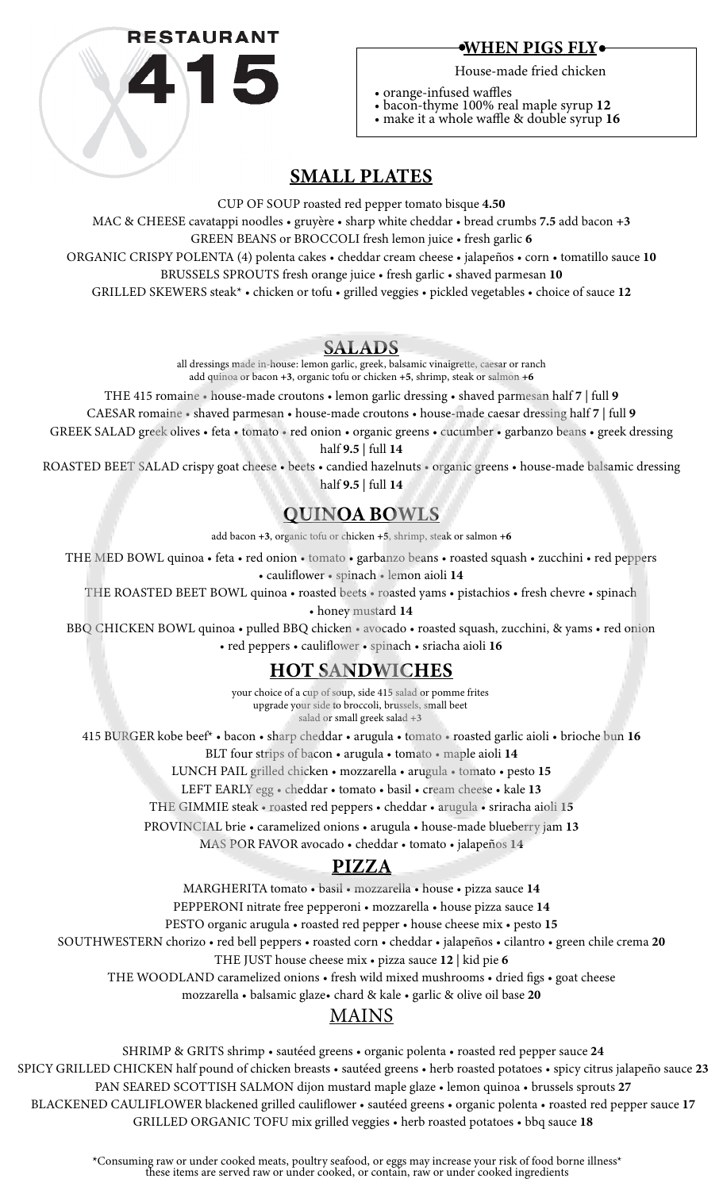# RESTAURANT 415

## •WHEN PIGS FLY•

House-made fried chicken

- orange-infused waffles
- bacon-thyme 100% real maple syrup **12**
- make it a whole waffle & double syrup **16**

## SMALL PLATES

CUP OF SOUP roasted red pepper tomato bisque **4.50**

MAC & CHEESE cavatappi noodles • gruyère • sharp white cheddar • bread crumbs **7.5** add bacon **+3**

GREEN BEANS or BROCCOLI fresh lemon juice • fresh garlic **6**

ORGANIC CRISPY POLENTA (4) polenta cakes • cheddar cream cheese • jalapeños • corn • tomatillo sauce **10**

BRUSSELS SPROUTS fresh orange juice • fresh garlic • shaved parmesan **10**

GRILLED SKEWERS steak* • chicken or tofu • grilled veggies • pickled vegetables • choice of sauce **12**

## SALADS

all dressings made in-house: lemon garlic, greek, balsamic vinaigrette, caesar or ranch
add quinoa or bacon **+3**, organic tofu or chicken **+5**, shrimp, steak or salmon **+6**

THE 415 romaine • house-made croutons • lemon garlic dressing • shaved parmesan half **7** | full **9**

CAESAR romaine • shaved parmesan • house-made croutons • house-made caesar dressing half **7** | full **9**

GREEK SALAD greek olives • feta • tomato • red onion • organic greens • cucumber • garbanzo beans • greek dressing half **9.5** | full **14**

ROASTED BEET SALAD crispy goat cheese • beets • candied hazelnuts • organic greens • house-made balsamic dressing half **9.5** | full **14**

## QUINOA BOWLS

add bacon **+3**, organic tofu or chicken **+5**, shrimp, steak or salmon **+6**

THE MED BOWL quinoa • feta • red onion • tomato • garbanzo beans • roasted squash • zucchini • red peppers • cauliflower • spinach • lemon aioli **14**

THE ROASTED BEET BOWL quinoa • roasted beets • roasted yams • pistachios • fresh chevre • spinach • honey mustard **14**

BBQ CHICKEN BOWL quinoa • pulled BBQ chicken • avocado • roasted squash, zucchini, & yams • red onion • red peppers • cauliflower • spinach • sriacha aioli **16**

## HOT SANDWICHES

your choice of a cup of soup, side 415 salad or pomme frites
upgrade your side to broccoli, brussels, small beet salad or small greek salad **+3**

415 BURGER kobe beef* • bacon • sharp cheddar • arugula • tomato • roasted garlic aioli • brioche bun **16**

BLT four strips of bacon • arugula • tomato • maple aioli **14**

LUNCH PAIL grilled chicken • mozzarella • arugula • tomato • pesto **15**

LEFT EARLY egg • cheddar • tomato • basil • cream cheese • kale **13**

THE GIMMIE steak • roasted red peppers • cheddar • arugula • sriracha aioli **15**

PROVINCIAL brie • caramelized onions • arugula • house-made blueberry jam **13**

MAS POR FAVOR avocado • cheddar • tomato • jalapeños **14**

## PIZZA

MARGHERITA tomato • basil • mozzarella • house • pizza sauce **14**

PEPPERONI nitrate free pepperoni • mozzarella • house pizza sauce **14**

PESTO organic arugula • roasted red pepper • house cheese mix • pesto **15**

SOUTHWESTERN chorizo • red bell peppers • roasted corn • cheddar • jalapeños • cilantro • green chile crema **20**

THE JUST house cheese mix • pizza sauce **12** | kid pie **6**

THE WOODLAND caramelized onions • fresh wild mixed mushrooms • dried figs • goat cheese mozzarella • balsamic glaze• chard & kale • garlic & olive oil base **20**

## MAINS

SHRIMP & GRITS shrimp • sautéed greens • organic polenta • roasted red pepper sauce **24**

SPICY GRILLED CHICKEN half pound of chicken breasts • sautéed greens • herb roasted potatoes • spicy citrus jalapeño sauce **23**

PAN SEARED SCOTTISH SALMON dijon mustard maple glaze • lemon quinoa • brussels sprouts **27**

BLACKENED CAULIFLOWER blackened grilled cauliflower • sautéed greens • organic polenta • roasted red pepper sauce **17**

GRILLED ORGANIC TOFU mix grilled veggies • herb roasted potatoes • bbq sauce **18**

*Consuming raw or under cooked meats, poultry seafood, or eggs may increase your risk of food borne illness*
these items are served raw or under cooked, or contain, raw or under cooked ingredients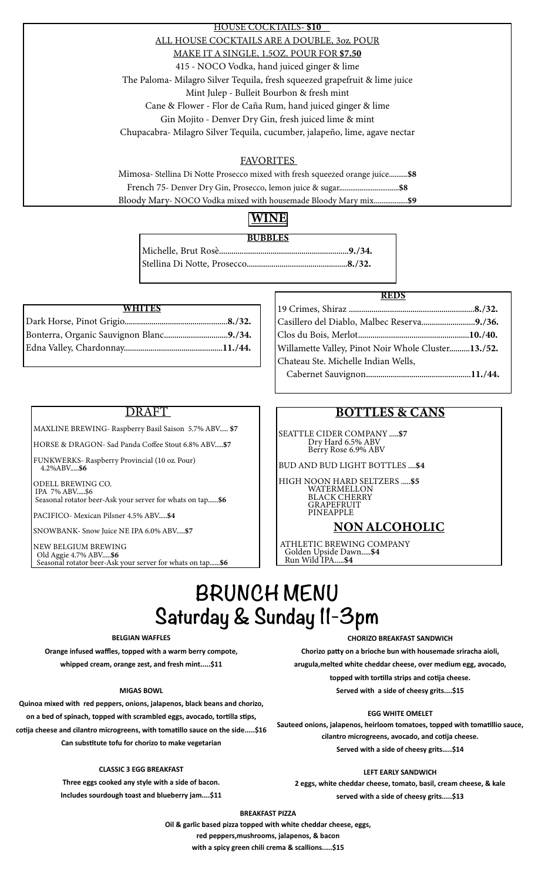## HOUSE COCKTAILS- $10

ALL HOUSE COCKTAILS ARE A DOUBLE, 3oz. POUR

MAKE IT A SINGLE, 1.5OZ. POUR FOR **$7.50**

415 - NOCO Vodka, hand juiced ginger & lime

The Paloma- Milagro Silver Tequila, fresh squeezed grapefruit & lime juice

Mint Julep - Bulleit Bourbon & fresh mint

Cane & Flower - Flor de Caña Rum, hand juiced ginger & lime

Gin Mojito - Denver Dry Gin, fresh juiced lime & mint

Chupacabra- Milagro Silver Tequila, cucumber, jalapeño, lime, agave nectar

## FAVORITES

Mimosa- Stellina Di Notte Prosecco mixed with fresh squeezed orange juice..........**$8**

French 75- Denver Dry Gin, Prosecco, lemon juice & sugar................................**$8**

Bloody Mary- NOCO Vodka mixed with housemade Bloody Mary mix..................**$9**

# WINE

### BUBBLES

Michelle, Brut Rosè...............................................................**9./34.**

Stellina Di Notte, Prosecco.................................................**8./32.**

### WHITES

Dark Horse, Pinot Grigio.................................................**8./32.**

Bonterra, Organic Sauvignon Blanc..............................**9./34.**

Edna Valley, Chardonnay................................................**11./44.**

### REDS

19 Crimes, Shiraz .............................................................**8./32.**

Casillero del Diablo, Malbec Reserva..........................**9./36.**

Clos du Bois, Merlot......................................................**10./40.**

Willamette Valley, Pinot Noir Whole Cluster..........**13./52.**

Chateau Ste. Michelle Indian Wells, Cabernet Sauvignon...................................................**11./44.**

## DRAFT

MAXLINE BREWING- Raspberry Basil Saison 5.7% ABV..... **$7**

HORSE & DRAGON- Sad Panda Coffee Stout 6.8% ABV.....**$7**

FUNKWERKS- Raspberry Provincial (10 oz. Pour) 4.2%ABV.....**$6**

ODELL BREWING CO.
IPA 7% ABV.....$6
Seasonal rotator beer-Ask your server for whats on tap......**$6**

PACIFICO- Mexican Pilsner 4.5% ABV.....**$4**

SNOWBANK- Snow Juice NE IPA 6.0% ABV.....**$7**

NEW BELGIUM BREWING
Old Aggie 4.7% ABV.....**$6**
Seasonal rotator beer-Ask your server for whats on tap......**$6**

## BOTTLES & CANS

SEATTLE CIDER COMPANY .....**$7**
Dry Hard 6.5% ABV
Berry Rose 6.9% ABV

BUD AND BUD LIGHT BOTTLES ....**$4**

HIGH NOON HARD SELTZERS .....**$5**
WATERMELLON
BLACK CHERRY
GRAPEFRUIT
PINEAPPLE

## NON ALCOHOLIC

ATHLETIC BREWING COMPANY
Golden Upside Dawn.....**$4**
Run Wild IPA.....**$4**

# BRUNCH MENU
# Saturday & Sunday 11-3pm

**BELGIAN WAFFLES**

**Orange infused waffles, topped with a warm berry compote, whipped cream, orange zest, and fresh mint.....$11**

**MIGAS BOWL**

**Quinoa mixed with red peppers, onions, jalapenos, black beans and chorizo, on a bed of spinach, topped with scrambled eggs, avocado, tortilla stips, cotija cheese and cilantro microgreens, with tomatillo sauce on the side.....$16**

**Can substitute tofu for chorizo to make vegetarian**

**CLASSIC 3 EGG BREAKFAST**

**Three eggs cooked any style with a side of bacon. Includes sourdough toast and blueberry jam....$11**

**CHORIZO BREAKFAST SANDWICH**

**Chorizo patty on a brioche bun with housemade sriracha aioli, arugula,melted white cheddar cheese, over medium egg, avocado, topped with tortilla strips and cotija cheese. Served with a side of cheesy grits....$15**

**EGG WHITE OMELET**

**Sauteed onions, jalapenos, heirloom tomatoes, topped with tomatillio sauce, cilantro microgreens, avocado, and cotija cheese. Served with a side of cheesy grits.....$14**

**LEFT EARLY SANDWICH**

**2 eggs, white cheddar cheese, tomato, basil, cream cheese, & kale served with a side of cheesy grits.....$13**

**BREAKFAST PIZZA**

**Oil & garlic based pizza topped with white cheddar cheese, eggs, red peppers,mushrooms, jalapenos, & bacon with a spicy green chili crema & scallions.....$15**